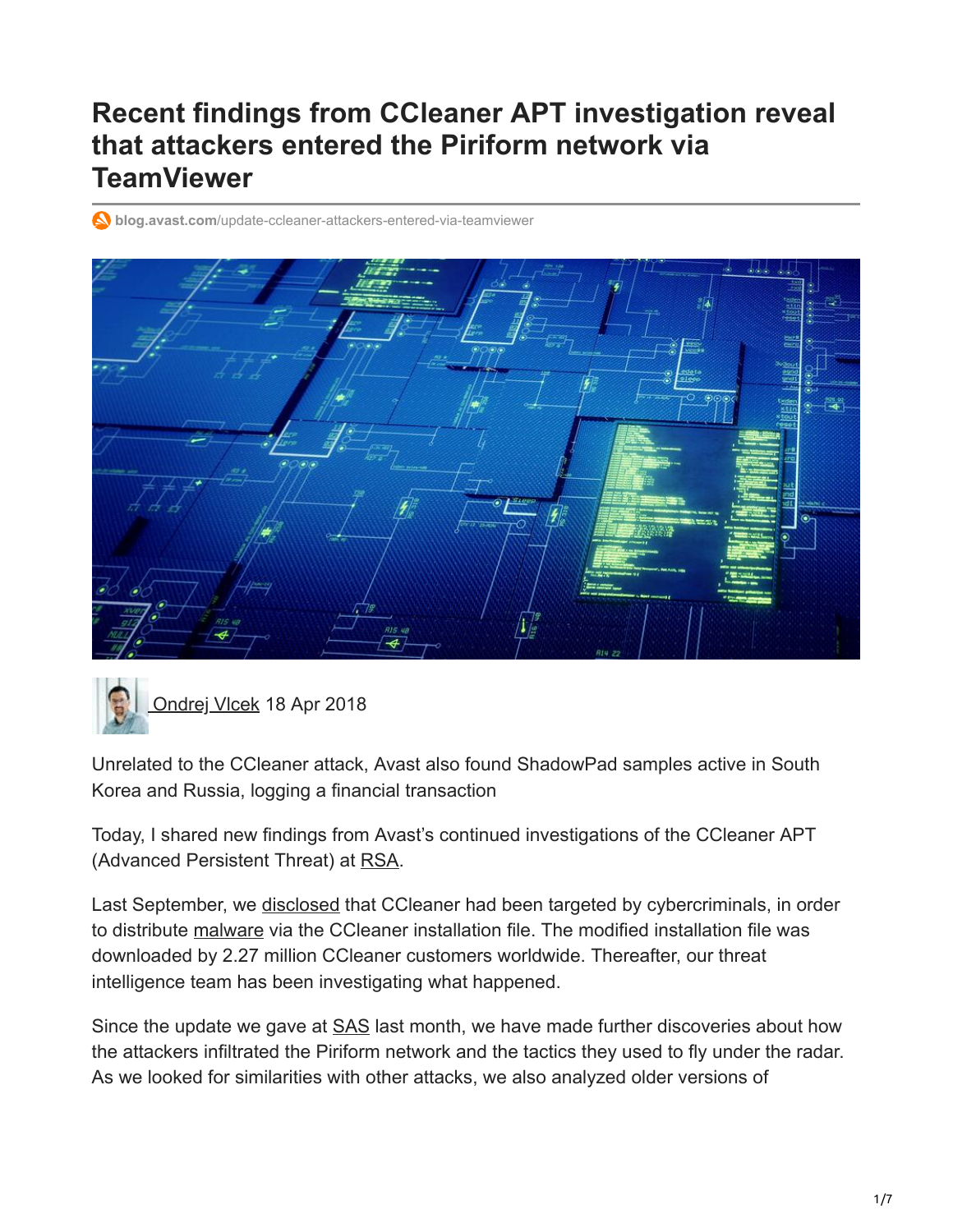# Recent findings from CCleaner APT investigation reveal that attackers entered the Piriform network via TeamViewer

blog.avast.com/update-ccleaner-attackers-entered-via-teamviewer

Ondrej Vlcek 18 Apr 2018

Unrelated to the CCleaner attack, Avast also found ShadowPad samples active in South Korea and Russia, logging a financial transaction

Today, I shared new findings from Avast's continued investigations of the CCleaner APT (Advanced Persistent Threat) at RSA.

Last September, we disclosed that CCleaner had been targeted by cybercriminals, in order to distribute malware via the CCleaner installation file. The modified installation file was downloaded by 2.27 million CCleaner customers worldwide. Thereafter, our threat intelligence team has been investigating what happened.

Since the update we gave at SAS last month, we have made further discoveries about how the attackers infiltrated the Piriform network and the tactics they used to fly under the radar. As we looked for similarities with other attacks, we also analyzed older versions of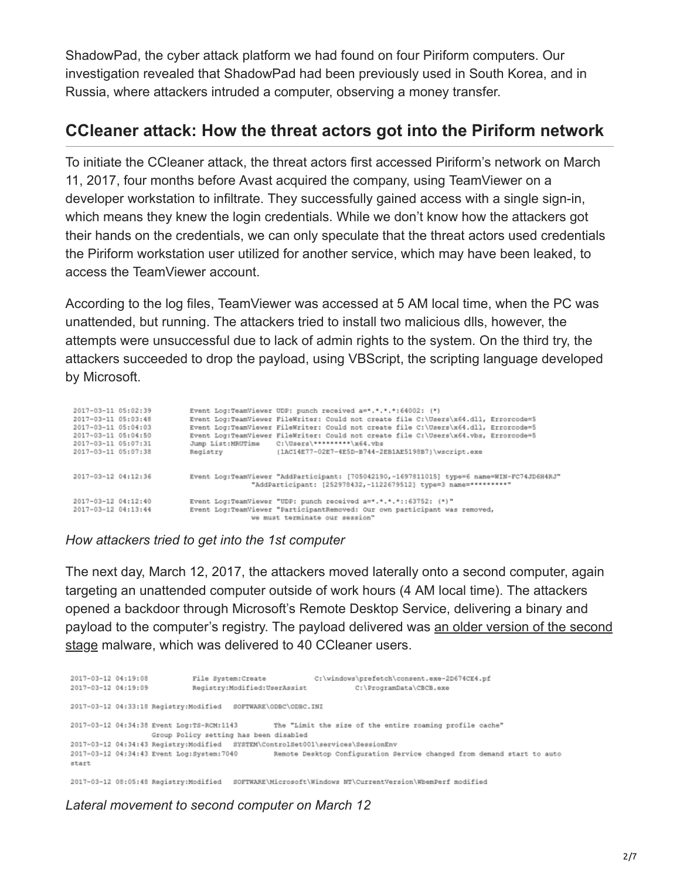ShadowPad, the cyber attack platform we had found on four Piriform computers. Our investigation revealed that ShadowPad had been previously used in South Korea, and in Russia, where attackers intruded a computer, observing a money transfer.

## CCleaner attack: How the threat actors got into the Piriform network

To initiate the CCleaner attack, the threat actors first accessed Piriform's network on March 11, 2017, four months before Avast acquired the company, using TeamViewer on a developer workstation to infiltrate. They successfully gained access with a single sign-in, which means they knew the login credentials. While we don't know how the attackers got their hands on the credentials, we can only speculate that the threat actors used credentials the Piriform workstation user utilized for another service, which may have been leaked, to access the TeamViewer account.

According to the log files, TeamViewer was accessed at 5 AM local time, when the PC was unattended, but running. The attackers tried to install two malicious dlls, however, the attempts were unsuccessful due to lack of admin rights to the system. On the third try, the attackers succeeded to drop the payload, using VBScript, the scripting language developed by Microsoft.

```
2017-03-11 05:02:39    Event Log:TeamViewer UDP: punch received a=*.*.*.*:64002: (*)
2017-03-11 05:03:48    Event Log:TeamViewer FileWriter: Could not create file C:\Users\x64.dll, Errorcode=5
2017-03-11 05:04:03    Event Log:TeamViewer FileWriter: Could not create file C:\Users\x64.dll, Errorcode=5
2017-03-11 05:04:50    Event Log:TeamViewer FileWriter: Could not create file C:\Users\x64.vbs, Errorcode=5
2017-03-11 05:07:31    Jump List:MRUTime    C:\Users\*********\x64.vbs
2017-03-11 05:07:38    Registry             {1AC14E77-02E7-4E5D-B744-2EB1AE5198B7}\wscript.exe

2017-03-12 04:12:36    Event Log:TeamViewer "AddParticipant: [705042190,-1697811015] type=6 name=WIN-FC74JD6H4RJ"
                                 "AddParticipant: [252978432,-1122679512] type=3 name=*********"

2017-03-12 04:12:40    Event Log:TeamViewer "UDP: punch received a=*.*.*.*::63752: (*)"
2017-03-12 04:13:44    Event Log:TeamViewer "ParticipantRemoved: Our own participant was removed,
                                 we must terminate our session"
```

*How attackers tried to get into the 1st computer*

The next day, March 12, 2017, the attackers moved laterally onto a second computer, again targeting an unattended computer outside of work hours (4 AM local time). The attackers opened a backdoor through Microsoft's Remote Desktop Service, delivering a binary and payload to the computer's registry. The payload delivered was an older version of the second stage malware, which was delivered to 40 CCleaner users.

```
2017-03-12 04:19:08    File System:Create          C:\windows\prefetch\consent.exe-2D674CE4.pf
2017-03-12 04:19:09    Registry:Modified:UserAssist         C:\ProgramData\CBCB.exe

2017-03-12 04:33:18 Registry:Modified   SOFTWARE\ODBC\ODBC.INI

2017-03-12 04:34:38 Event Log:TS-RCM:1143       The "Limit the size of the entire roaming profile cache"
                Group Policy setting has been disabled
2017-03-12 04:34:43 Registry:Modified   SYSTEM\ControlSet001\services\SessionEnv
2017-03-12 04:34:43 Event Log:System:7040       Remote Desktop Configuration Service changed from demand start to auto
start

2017-03-12 08:05:48 Registry:Modified   SOFTWARE\Microsoft\Windows NT\CurrentVersion\WbemPerf modified
```

*Lateral movement to second computer on March 12*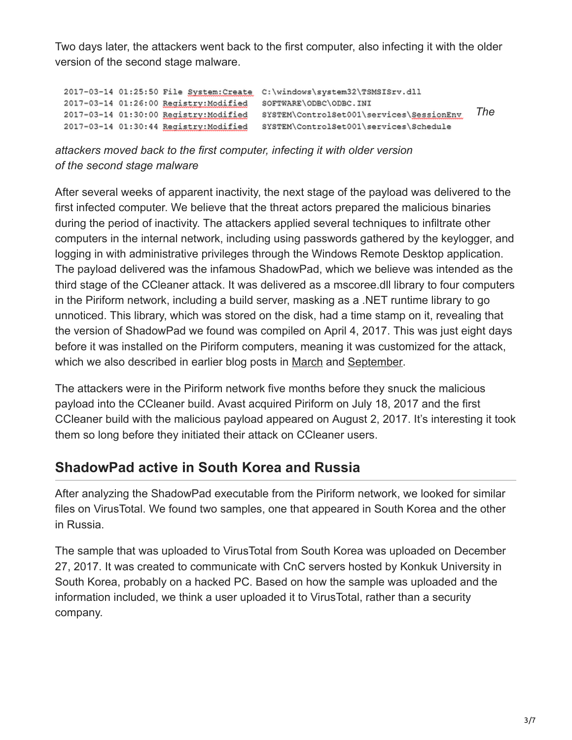Two days later, the attackers went back to the first computer, also infecting it with the older version of the second stage malware.

```
2017-03-14 01:25:50 File System:Create  C:\windows\system32\TSMSISrv.dll
2017-03-14 01:26:00 Registry:Modified   SOFTWARE\ODBC\ODBC.INI
2017-03-14 01:30:00 Registry:Modified   SYSTEM\ControlSet001\services\SessionEnv
2017-03-14 01:30:44 Registry:Modified   SYSTEM\ControlSet001\services\Schedule
```

*The attackers moved back to the first computer, infecting it with older version of the second stage malware*

After several weeks of apparent inactivity, the next stage of the payload was delivered to the first infected computer. We believe that the threat actors prepared the malicious binaries during the period of inactivity. The attackers applied several techniques to infiltrate other computers in the internal network, including using passwords gathered by the keylogger, and logging in with administrative privileges through the Windows Remote Desktop application. The payload delivered was the infamous ShadowPad, which we believe was intended as the third stage of the CCleaner attack. It was delivered as a mscoree.dll library to four computers in the Piriform network, including a build server, masking as a .NET runtime library to go unnoticed. This library, which was stored on the disk, had a time stamp on it, revealing that the version of ShadowPad we found was compiled on April 4, 2017. This was just eight days before it was installed on the Piriform computers, meaning it was customized for the attack, which we also described in earlier blog posts in March and September.

The attackers were in the Piriform network five months before they snuck the malicious payload into the CCleaner build. Avast acquired Piriform on July 18, 2017 and the first CCleaner build with the malicious payload appeared on August 2, 2017. It's interesting it took them so long before they initiated their attack on CCleaner users.

## ShadowPad active in South Korea and Russia

After analyzing the ShadowPad executable from the Piriform network, we looked for similar files on VirusTotal. We found two samples, one that appeared in South Korea and the other in Russia.

The sample that was uploaded to VirusTotal from South Korea was uploaded on December 27, 2017. It was created to communicate with CnC servers hosted by Konkuk University in South Korea, probably on a hacked PC. Based on how the sample was uploaded and the information included, we think a user uploaded it to VirusTotal, rather than a security company.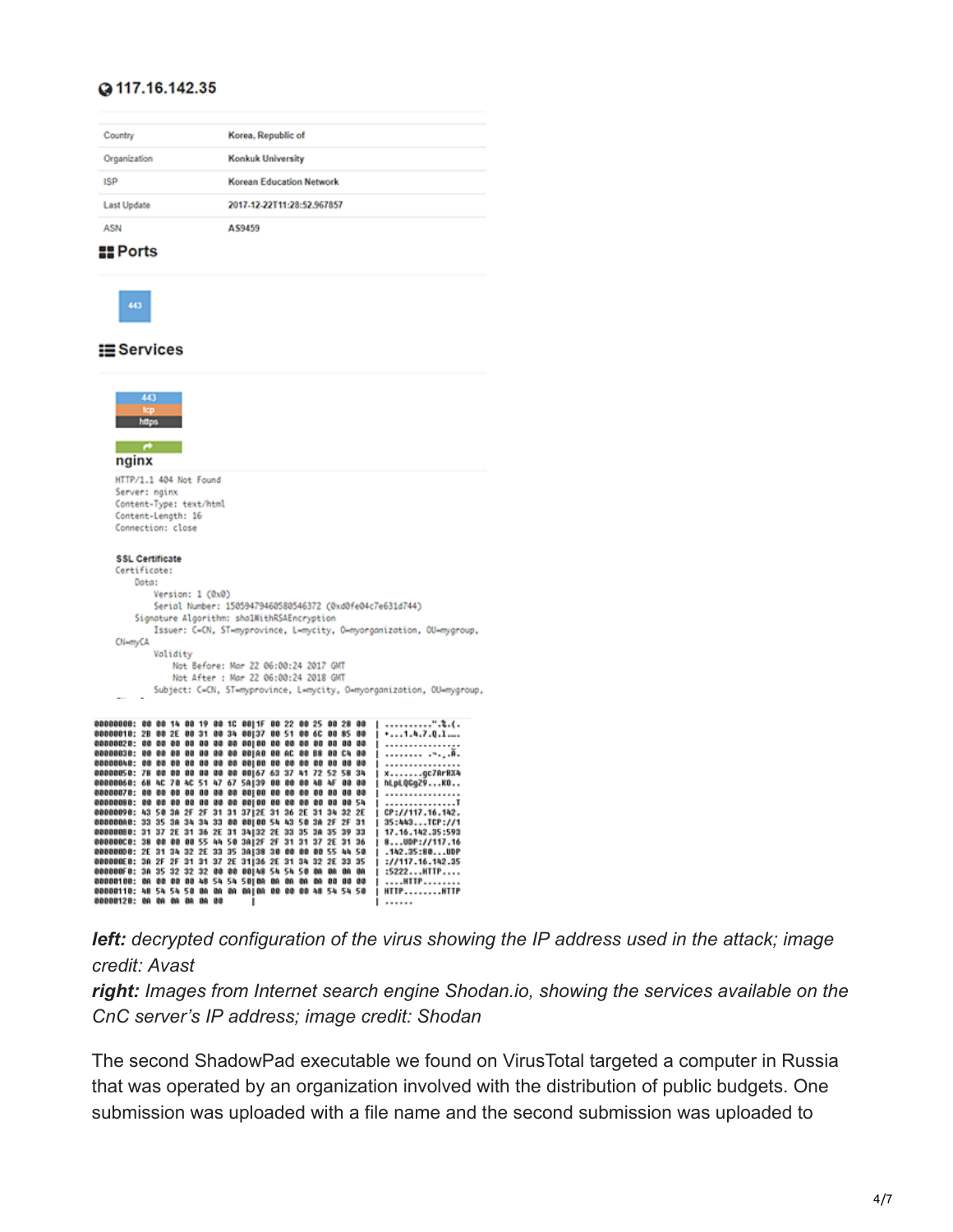## 117.16.142.35

| Country | Korea, Republic of |
| --- | --- |
| Organization | Konkuk University |
| ISP | Korean Education Network |
| Last Update | 2017-12-22T11:28:52.967857 |
| ASN | AS9459 |

## Ports

443

## Services

443
tcp
https

### nginx

```
HTTP/1.1 404 Not Found
Server: nginx
Content-Type: text/html
Content-Length: 16
Connection: close
```

**SSL Certificate**

```
Certificate:
    Data:
        Version: 1 (0x0)
        Serial Number: 15059479460580546372 (0xd0fe04c7e631d744)
    Signature Algorithm: sha1WithRSAEncryption
        Issuer: C=CN, ST=myprovince, L=mycity, O=myorganization, OU=mygroup,
CN=myCA
        Validity
            Not Before: Mar 22 06:00:24 2017 GMT
            Not After : Mar 22 06:00:24 2018 GMT
        Subject: C=CN, ST=myprovince, L=mycity, O=myorganization, OU=mygroup,
```

```
00000000: 00 00 14 00 19 00 1C 00|1F 00 22 00 25 00 28 00  | ..........".%.(.
00000010: 2B 00 2E 00 31 00 34 00|37 00 51 00 6C 00 85 00  | +...1.4.7.Q.l...
00000020: 00 00 00 00 00 00 00 00|00 00 00 00 00 00 00 00  | ................
00000030: 00 00 00 00 00 00 00 00|A0 00 AC 00 B8 00 C4 00  | ................
00000040: 00 00 00 00 00 00 00 00|00 00 00 00 00 00 00 00  | ................
00000050: 78 00 00 00 00 00 00 00|67 63 37 41 72 52 58 34  | x.......gc7ArRX4
00000060: 68 4C 70 4C 51 47 67 5A|39 00 00 00 4B 4F 00 00  | hLpLQGgZ9...KO..
00000070: 00 00 00 00 00 00 00 00|00 00 00 00 00 00 00 00  | ................
00000080: 00 00 00 00 00 00 00 00|00 00 00 00 00 00 00 54  | ...............T
00000090: 43 50 3A 2F 2F 31 31 37|2E 31 36 2E 31 34 32 2E  | CP://117.16.142.
000000A0: 33 35 3A 34 34 33 00 00|00 54 43 50 3A 2F 2F 31  | 35:443...TCP://1
000000B0: 31 37 2E 31 36 2E 31 34|32 2E 33 35 3A 35 39 33  | 17.16.142.35:593
000000C0: 38 00 00 00 55 44 50 3A|2F 2F 31 31 37 2E 31 36  | 8...UDP://117.16
000000D0: 2E 31 34 32 2E 33 35 3A|38 30 00 00 00 55 44 50  | .142.35:80...UDP
000000E0: 3A 2F 2F 31 31 37 2E 31|36 2E 31 34 32 2E 33 35  | ://117.16.142.35
000000F0: 3A 35 32 32 32 00 00 00|48 54 54 50 00 00 00 00  | :5222...HTTP....
00000100: 00 00 00 00 48 54 54 50|00 00 00 00 00 00 00 00  | ....HTTP........
00000110: 48 54 54 50 00 00 00 00|00 00 00 00 48 54 54 50  | HTTP........HTTP
00000120: 00 00 00 00 00 00                                  | ......
```

***left:*** *decrypted configuration of the virus showing the IP address used in the attack; image credit: Avast*
***right:*** *Images from Internet search engine Shodan.io, showing the services available on the CnC server's IP address; image credit: Shodan*

The second ShadowPad executable we found on VirusTotal targeted a computer in Russia that was operated by an organization involved with the distribution of public budgets. One submission was uploaded with a file name and the second submission was uploaded to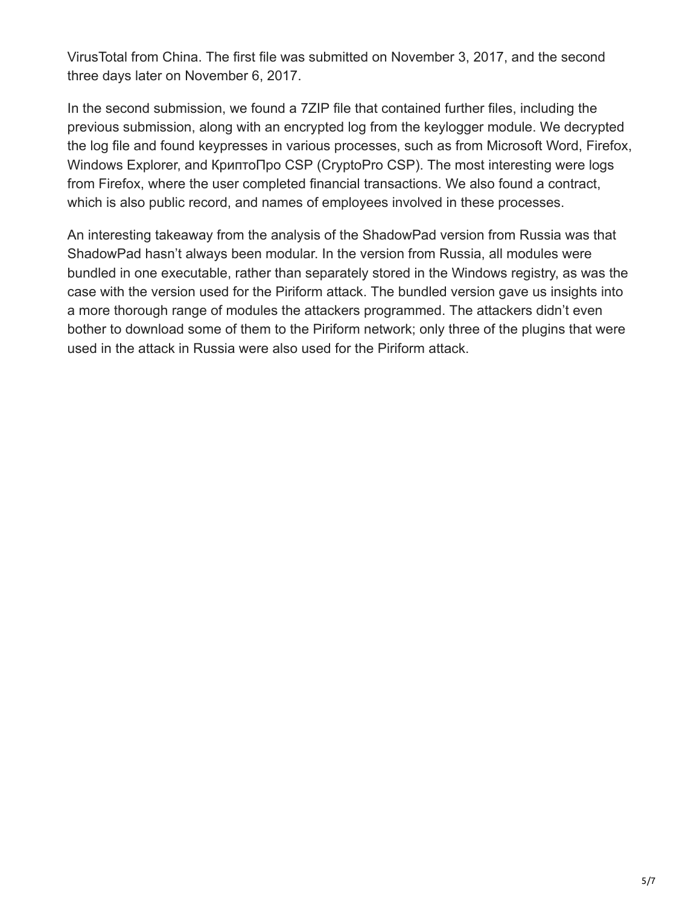VirusTotal from China. The first file was submitted on November 3, 2017, and the second three days later on November 6, 2017.

In the second submission, we found a 7ZIP file that contained further files, including the previous submission, along with an encrypted log from the keylogger module. We decrypted the log file and found keypresses in various processes, such as from Microsoft Word, Firefox, Windows Explorer, and КриптоПро CSP (CryptoPro CSP). The most interesting were logs from Firefox, where the user completed financial transactions. We also found a contract, which is also public record, and names of employees involved in these processes.

An interesting takeaway from the analysis of the ShadowPad version from Russia was that ShadowPad hasn't always been modular. In the version from Russia, all modules were bundled in one executable, rather than separately stored in the Windows registry, as was the case with the version used for the Piriform attack. The bundled version gave us insights into a more thorough range of modules the attackers programmed. The attackers didn't even bother to download some of them to the Piriform network; only three of the plugins that were used in the attack in Russia were also used for the Piriform attack.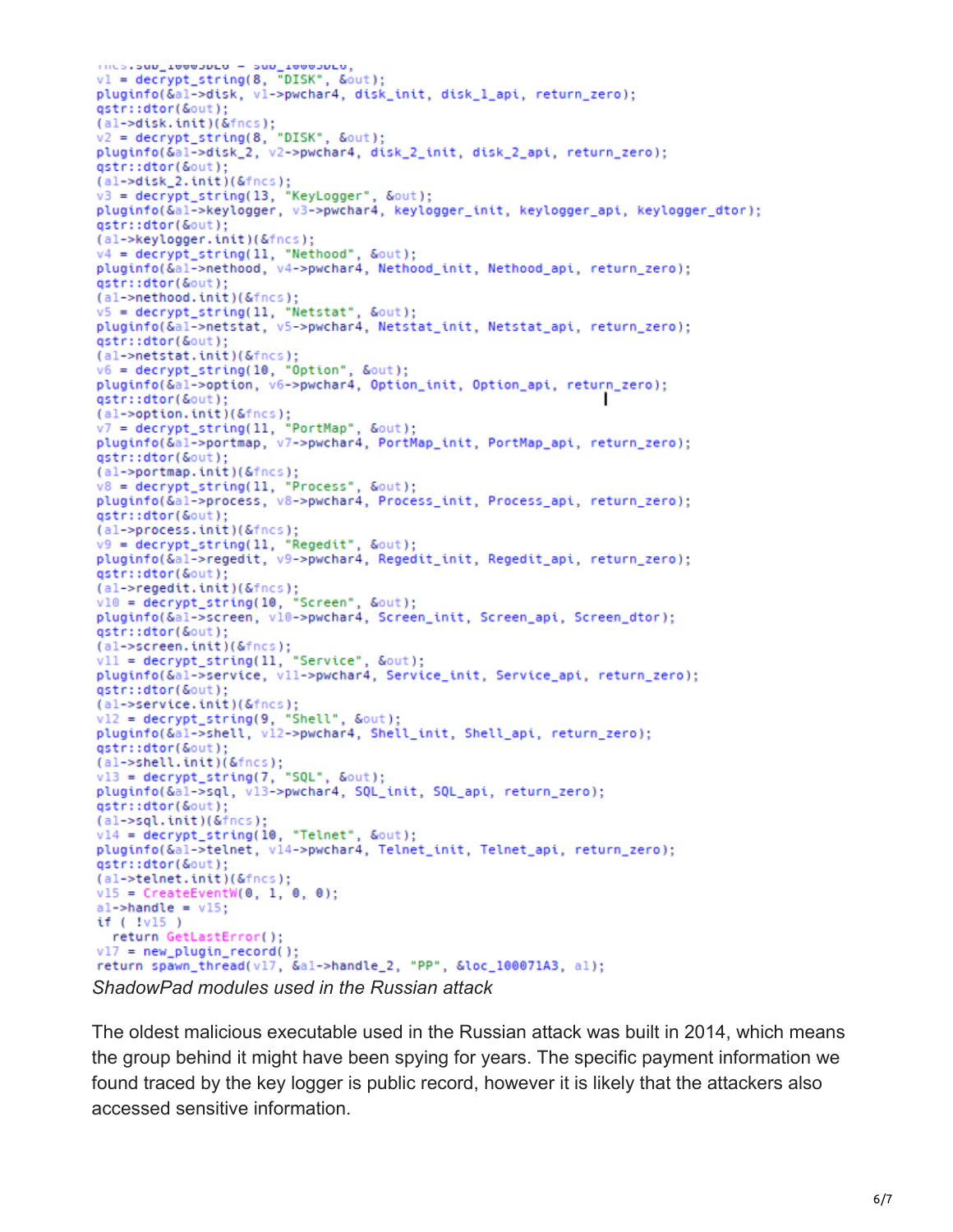```
v1 = decrypt_string(8, "DISK", &out);
pluginfo(&a1->disk, v1->pwchar4, disk_init, disk_1_api, return_zero);
qstr::dtor(&out);
(a1->disk.init)(&fncs);
v2 = decrypt_string(8, "DISK", &out);
pluginfo(&a1->disk_2, v2->pwchar4, disk_2_init, disk_2_api, return_zero);
qstr::dtor(&out);
(a1->disk_2.init)(&fncs);
v3 = decrypt_string(13, "KeyLogger", &out);
pluginfo(&a1->keylogger, v3->pwchar4, keylogger_init, keylogger_api, keylogger_dtor);
qstr::dtor(&out);
(a1->keylogger.init)(&fncs);
v4 = decrypt_string(11, "Nethood", &out);
pluginfo(&a1->nethood, v4->pwchar4, Nethood_init, Nethood_api, return_zero);
qstr::dtor(&out);
(a1->nethood.init)(&fncs);
v5 = decrypt_string(11, "Netstat", &out);
pluginfo(&a1->netstat, v5->pwchar4, Netstat_init, Netstat_api, return_zero);
qstr::dtor(&out);
(a1->netstat.init)(&fncs);
v6 = decrypt_string(10, "Option", &out);
pluginfo(&a1->option, v6->pwchar4, Option_init, Option_api, return_zero);
qstr::dtor(&out);
(a1->option.init)(&fncs);
v7 = decrypt_string(11, "PortMap", &out);
pluginfo(&a1->portmap, v7->pwchar4, PortMap_init, PortMap_api, return_zero);
qstr::dtor(&out);
(a1->portmap.init)(&fncs);
v8 = decrypt_string(11, "Process", &out);
pluginfo(&a1->process, v8->pwchar4, Process_init, Process_api, return_zero);
qstr::dtor(&out);
(a1->process.init)(&fncs);
v9 = decrypt_string(11, "Regedit", &out);
pluginfo(&a1->regedit, v9->pwchar4, Regedit_init, Regedit_api, return_zero);
qstr::dtor(&out);
(a1->regedit.init)(&fncs);
v10 = decrypt_string(10, "Screen", &out);
pluginfo(&a1->screen, v10->pwchar4, Screen_init, Screen_api, Screen_dtor);
qstr::dtor(&out);
(a1->screen.init)(&fncs);
v11 = decrypt_string(11, "Service", &out);
pluginfo(&a1->service, v11->pwchar4, Service_init, Service_api, return_zero);
qstr::dtor(&out);
(a1->service.init)(&fncs);
v12 = decrypt_string(9, "Shell", &out);
pluginfo(&a1->shell, v12->pwchar4, Shell_init, Shell_api, return_zero);
qstr::dtor(&out);
(a1->shell.init)(&fncs);
v13 = decrypt_string(7, "SQL", &out);
pluginfo(&a1->sql, v13->pwchar4, SQL_init, SQL_api, return_zero);
qstr::dtor(&out);
(a1->sql.init)(&fncs);
v14 = decrypt_string(10, "Telnet", &out);
pluginfo(&a1->telnet, v14->pwchar4, Telnet_init, Telnet_api, return_zero);
qstr::dtor(&out);
(a1->telnet.init)(&fncs);
v15 = CreateEventW(0, 1, 0, 0);
a1->handle = v15;
if ( !v15 )
  return GetLastError();
v17 = new_plugin_record();
return spawn_thread(v17, &a1->handle_2, "PP", &loc_100071A3, a1);
```

*ShadowPad modules used in the Russian attack*

The oldest malicious executable used in the Russian attack was built in 2014, which means the group behind it might have been spying for years. The specific payment information we found traced by the key logger is public record, however it is likely that the attackers also accessed sensitive information.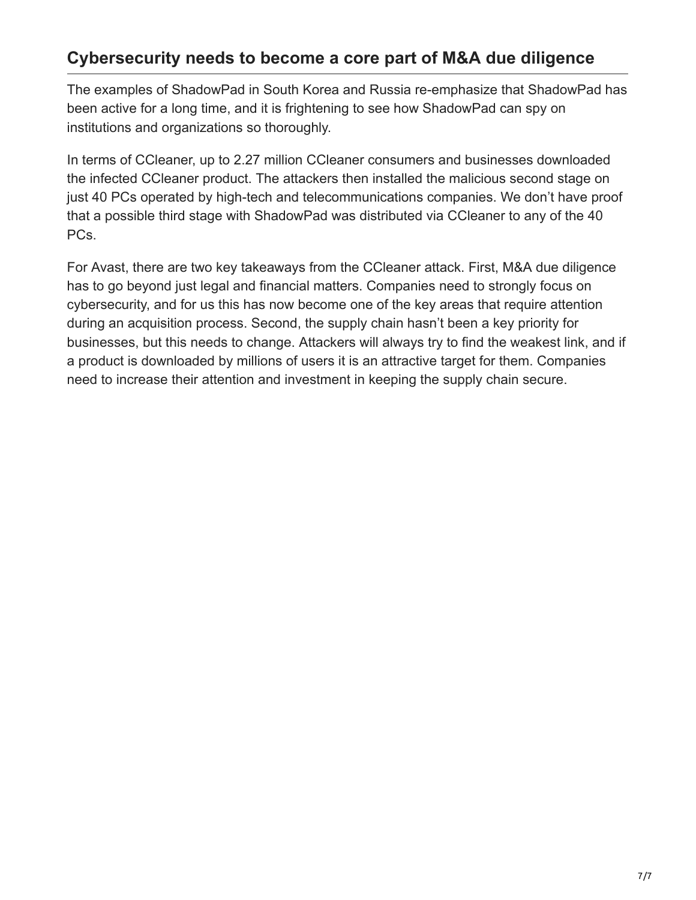## Cybersecurity needs to become a core part of M&A due diligence

The examples of ShadowPad in South Korea and Russia re-emphasize that ShadowPad has been active for a long time, and it is frightening to see how ShadowPad can spy on institutions and organizations so thoroughly.

In terms of CCleaner, up to 2.27 million CCleaner consumers and businesses downloaded the infected CCleaner product. The attackers then installed the malicious second stage on just 40 PCs operated by high-tech and telecommunications companies. We don't have proof that a possible third stage with ShadowPad was distributed via CCleaner to any of the 40 PCs.

For Avast, there are two key takeaways from the CCleaner attack. First, M&A due diligence has to go beyond just legal and financial matters. Companies need to strongly focus on cybersecurity, and for us this has now become one of the key areas that require attention during an acquisition process. Second, the supply chain hasn't been a key priority for businesses, but this needs to change. Attackers will always try to find the weakest link, and if a product is downloaded by millions of users it is an attractive target for them. Companies need to increase their attention and investment in keeping the supply chain secure.